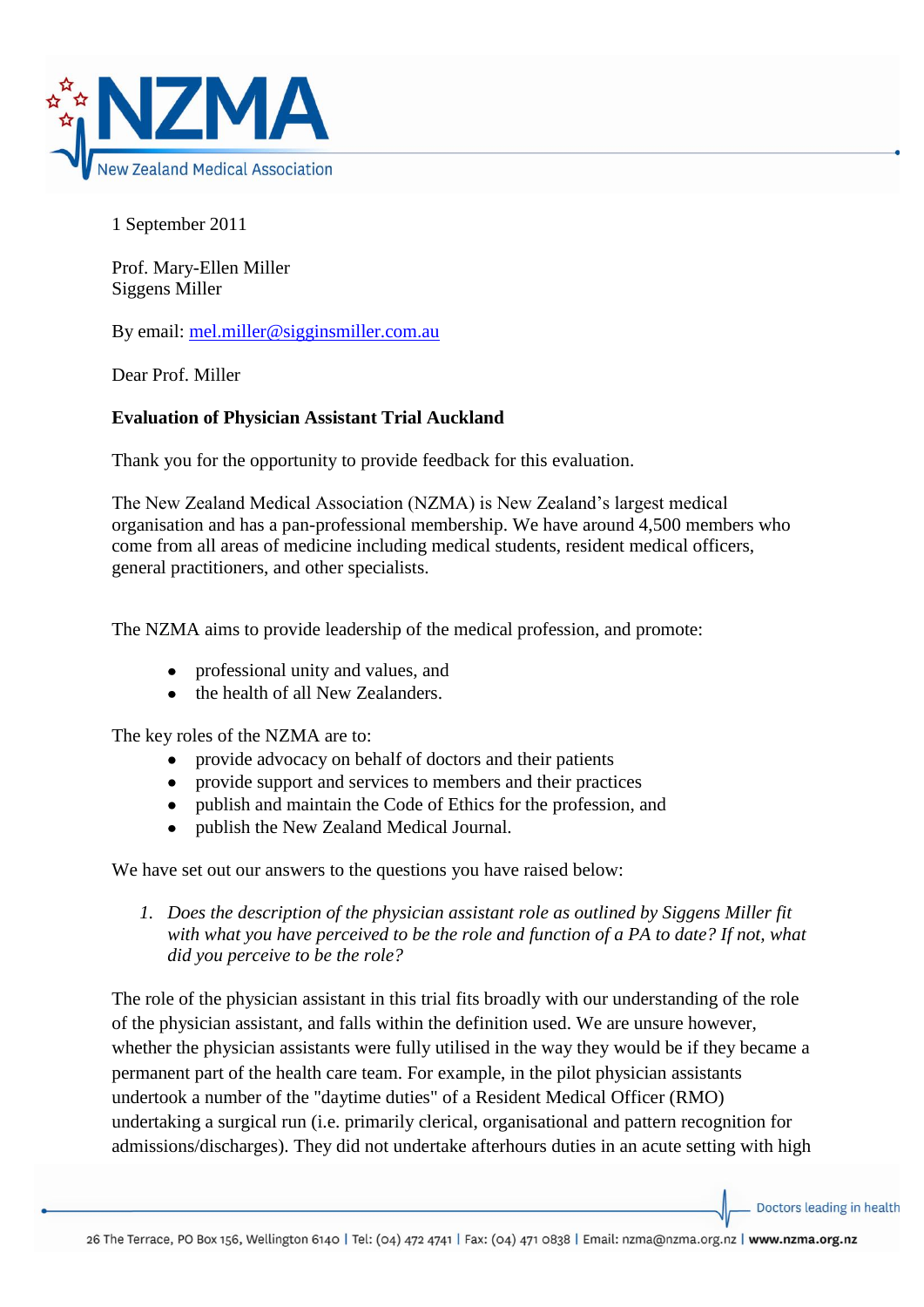1 September 2011

Prof. Mary-Ellen Miller
Siggens Miller

By email: mel.miller@sigginsmiller.com.au

Dear Prof. Miller

**Evaluation of Physician Assistant Trial Auckland**

Thank you for the opportunity to provide feedback for this evaluation.

The New Zealand Medical Association (NZMA) is New Zealand's largest medical organisation and has a pan-professional membership. We have around 4,500 members who come from all areas of medicine including medical students, resident medical officers, general practitioners, and other specialists.

The NZMA aims to provide leadership of the medical profession, and promote:

- professional unity and values, and
- the health of all New Zealanders.

The key roles of the NZMA are to:

- provide advocacy on behalf of doctors and their patients
- provide support and services to members and their practices
- publish and maintain the Code of Ethics for the profession, and
- publish the New Zealand Medical Journal.

We have set out our answers to the questions you have raised below:

1. *Does the description of the physician assistant role as outlined by Siggens Miller fit with what you have perceived to be the role and function of a PA to date? If not, what did you perceive to be the role?*

The role of the physician assistant in this trial fits broadly with our understanding of the role of the physician assistant, and falls within the definition used. We are unsure however, whether the physician assistants were fully utilised in the way they would be if they became a permanent part of the health care team. For example, in the pilot physician assistants undertook a number of the "daytime duties" of a Resident Medical Officer (RMO) undertaking a surgical run (i.e. primarily clerical, organisational and pattern recognition for admissions/discharges). They did not undertake afterhours duties in an acute setting with high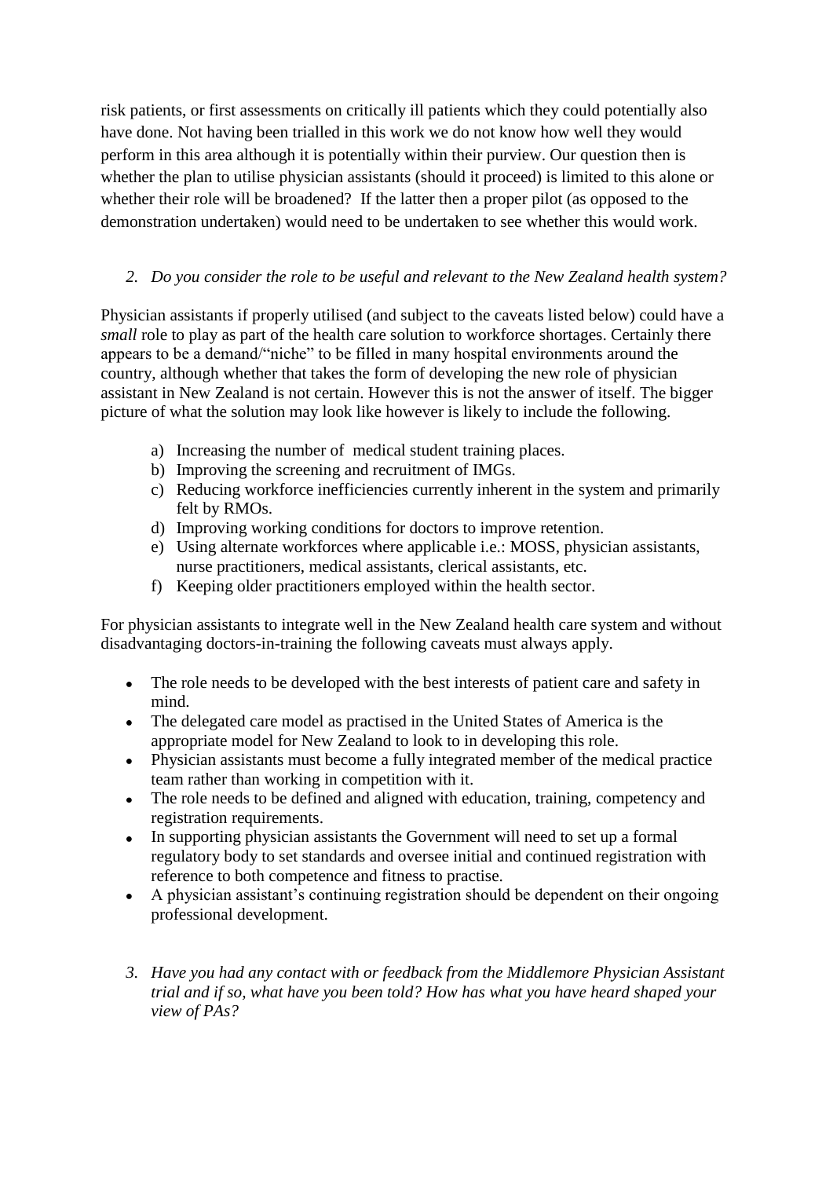risk patients, or first assessments on critically ill patients which they could potentially also have done. Not having been trialled in this work we do not know how well they would perform in this area although it is potentially within their purview. Our question then is whether the plan to utilise physician assistants (should it proceed) is limited to this alone or whether their role will be broadened? If the latter then a proper pilot (as opposed to the demonstration undertaken) would need to be undertaken to see whether this would work.

2. *Do you consider the role to be useful and relevant to the New Zealand health system?*

Physician assistants if properly utilised (and subject to the caveats listed below) could have a *small* role to play as part of the health care solution to workforce shortages. Certainly there appears to be a demand/"niche" to be filled in many hospital environments around the country, although whether that takes the form of developing the new role of physician assistant in New Zealand is not certain. However this is not the answer of itself. The bigger picture of what the solution may look like however is likely to include the following.

a) Increasing the number of medical student training places.
b) Improving the screening and recruitment of IMGs.
c) Reducing workforce inefficiencies currently inherent in the system and primarily felt by RMOs.
d) Improving working conditions for doctors to improve retention.
e) Using alternate workforces where applicable i.e.: MOSS, physician assistants, nurse practitioners, medical assistants, clerical assistants, etc.
f) Keeping older practitioners employed within the health sector.

For physician assistants to integrate well in the New Zealand health care system and without disadvantaging doctors-in-training the following caveats must always apply.

- The role needs to be developed with the best interests of patient care and safety in mind.
- The delegated care model as practised in the United States of America is the appropriate model for New Zealand to look to in developing this role.
- Physician assistants must become a fully integrated member of the medical practice team rather than working in competition with it.
- The role needs to be defined and aligned with education, training, competency and registration requirements.
- In supporting physician assistants the Government will need to set up a formal regulatory body to set standards and oversee initial and continued registration with reference to both competence and fitness to practise.
- A physician assistant's continuing registration should be dependent on their ongoing professional development.

3. *Have you had any contact with or feedback from the Middlemore Physician Assistant trial and if so, what have you been told? How has what you have heard shaped your view of PAs?*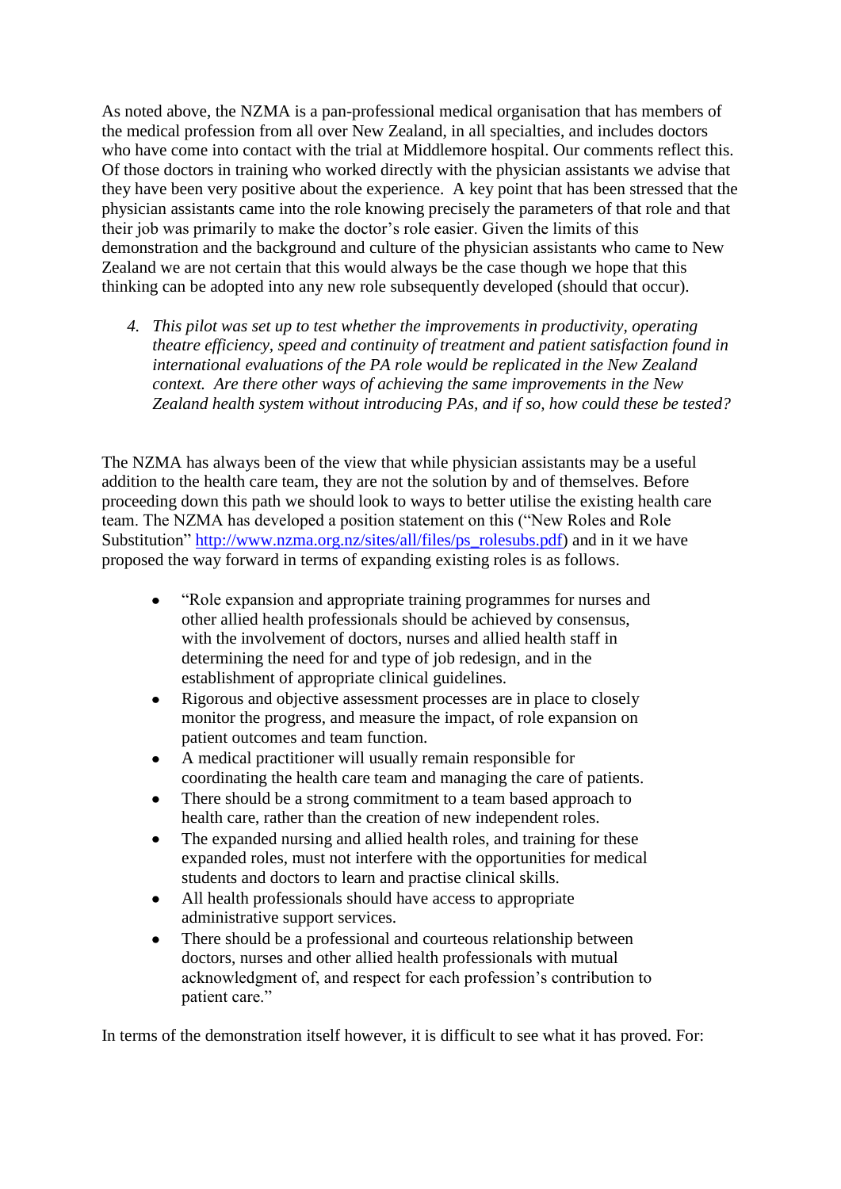As noted above, the NZMA is a pan-professional medical organisation that has members of the medical profession from all over New Zealand, in all specialties, and includes doctors who have come into contact with the trial at Middlemore hospital. Our comments reflect this. Of those doctors in training who worked directly with the physician assistants we advise that they have been very positive about the experience. A key point that has been stressed that the physician assistants came into the role knowing precisely the parameters of that role and that their job was primarily to make the doctor's role easier. Given the limits of this demonstration and the background and culture of the physician assistants who came to New Zealand we are not certain that this would always be the case though we hope that this thinking can be adopted into any new role subsequently developed (should that occur).

4. *This pilot was set up to test whether the improvements in productivity, operating theatre efficiency, speed and continuity of treatment and patient satisfaction found in international evaluations of the PA role would be replicated in the New Zealand context. Are there other ways of achieving the same improvements in the New Zealand health system without introducing PAs, and if so, how could these be tested?*

The NZMA has always been of the view that while physician assistants may be a useful addition to the health care team, they are not the solution by and of themselves. Before proceeding down this path we should look to ways to better utilise the existing health care team. The NZMA has developed a position statement on this ("New Roles and Role Substitution" [http://www.nzma.org.nz/sites/all/files/ps_rolesubs.pdf](http://www.nzma.org.nz/sites/all/files/ps_rolesubs.pdf)) and in it we have proposed the way forward in terms of expanding existing roles is as follows.

- "Role expansion and appropriate training programmes for nurses and other allied health professionals should be achieved by consensus, with the involvement of doctors, nurses and allied health staff in determining the need for and type of job redesign, and in the establishment of appropriate clinical guidelines.
- Rigorous and objective assessment processes are in place to closely monitor the progress, and measure the impact, of role expansion on patient outcomes and team function.
- A medical practitioner will usually remain responsible for coordinating the health care team and managing the care of patients.
- There should be a strong commitment to a team based approach to health care, rather than the creation of new independent roles.
- The expanded nursing and allied health roles, and training for these expanded roles, must not interfere with the opportunities for medical students and doctors to learn and practise clinical skills.
- All health professionals should have access to appropriate administrative support services.
- There should be a professional and courteous relationship between doctors, nurses and other allied health professionals with mutual acknowledgment of, and respect for each profession's contribution to patient care."

In terms of the demonstration itself however, it is difficult to see what it has proved. For: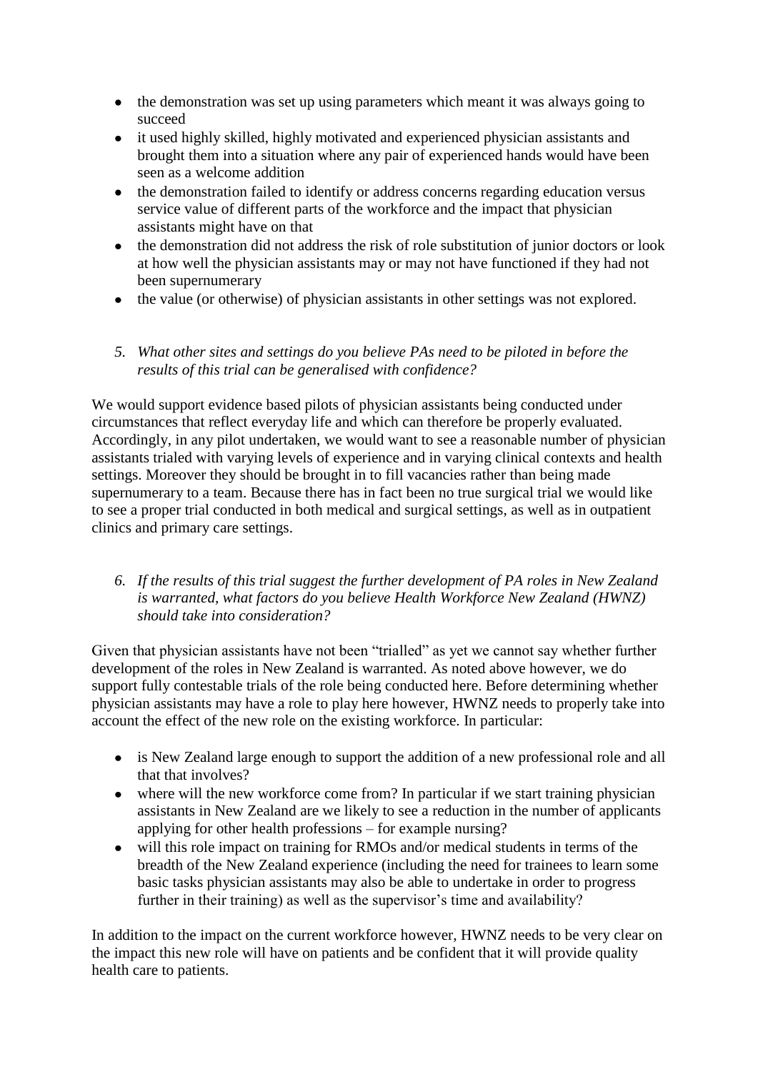- the demonstration was set up using parameters which meant it was always going to succeed
- it used highly skilled, highly motivated and experienced physician assistants and brought them into a situation where any pair of experienced hands would have been seen as a welcome addition
- the demonstration failed to identify or address concerns regarding education versus service value of different parts of the workforce and the impact that physician assistants might have on that
- the demonstration did not address the risk of role substitution of junior doctors or look at how well the physician assistants may or may not have functioned if they had not been supernumerary
- the value (or otherwise) of physician assistants in other settings was not explored.

5. *What other sites and settings do you believe PAs need to be piloted in before the results of this trial can be generalised with confidence?*

We would support evidence based pilots of physician assistants being conducted under circumstances that reflect everyday life and which can therefore be properly evaluated. Accordingly, in any pilot undertaken, we would want to see a reasonable number of physician assistants trialed with varying levels of experience and in varying clinical contexts and health settings. Moreover they should be brought in to fill vacancies rather than being made supernumerary to a team. Because there has in fact been no true surgical trial we would like to see a proper trial conducted in both medical and surgical settings, as well as in outpatient clinics and primary care settings.

6. *If the results of this trial suggest the further development of PA roles in New Zealand is warranted, what factors do you believe Health Workforce New Zealand (HWNZ) should take into consideration?*

Given that physician assistants have not been "trialled" as yet we cannot say whether further development of the roles in New Zealand is warranted. As noted above however, we do support fully contestable trials of the role being conducted here. Before determining whether physician assistants may have a role to play here however, HWNZ needs to properly take into account the effect of the new role on the existing workforce. In particular:

- is New Zealand large enough to support the addition of a new professional role and all that that involves?
- where will the new workforce come from? In particular if we start training physician assistants in New Zealand are we likely to see a reduction in the number of applicants applying for other health professions – for example nursing?
- will this role impact on training for RMOs and/or medical students in terms of the breadth of the New Zealand experience (including the need for trainees to learn some basic tasks physician assistants may also be able to undertake in order to progress further in their training) as well as the supervisor's time and availability?

In addition to the impact on the current workforce however, HWNZ needs to be very clear on the impact this new role will have on patients and be confident that it will provide quality health care to patients.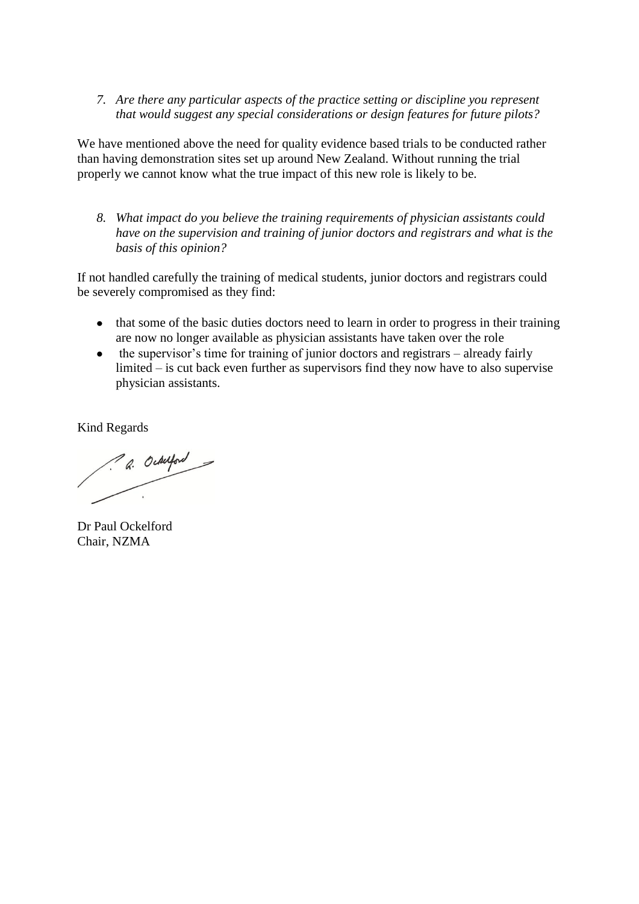7. *Are there any particular aspects of the practice setting or discipline you represent that would suggest any special considerations or design features for future pilots?*

We have mentioned above the need for quality evidence based trials to be conducted rather than having demonstration sites set up around New Zealand. Without running the trial properly we cannot know what the true impact of this new role is likely to be.

8. *What impact do you believe the training requirements of physician assistants could have on the supervision and training of junior doctors and registrars and what is the basis of this opinion?*

If not handled carefully the training of medical students, junior doctors and registrars could be severely compromised as they find:

- that some of the basic duties doctors need to learn in order to progress in their training are now no longer available as physician assistants have taken over the role
- the supervisor's time for training of junior doctors and registrars – already fairly limited – is cut back even further as supervisors find they now have to also supervise physician assistants.

Kind Regards

Dr Paul Ockelford
Chair, NZMA